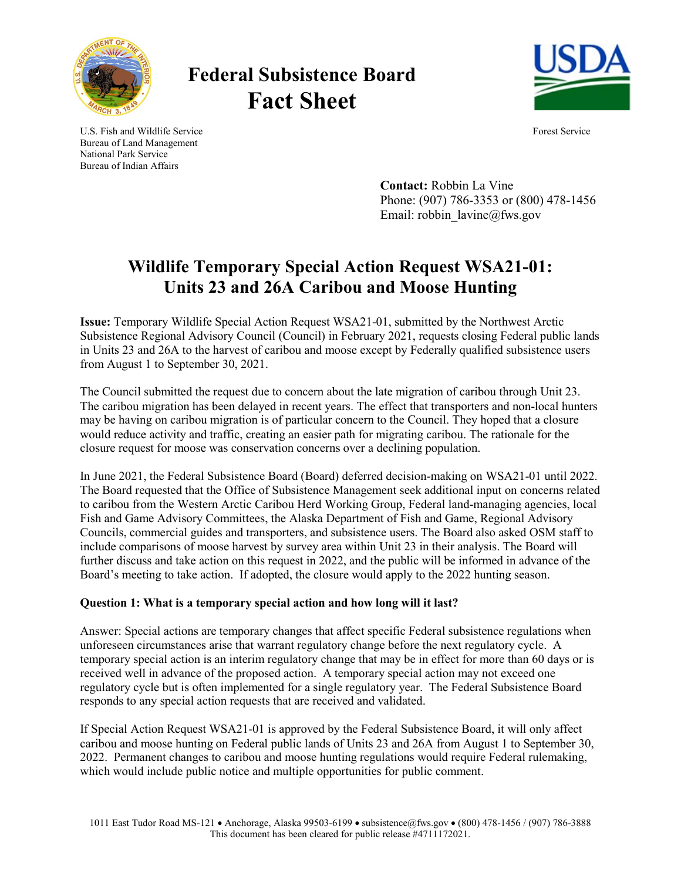# Federal Subsistence Board
# Fact Sheet

U.S. Fish and Wildlife Service
Bureau of Land Management
National Park Service
Bureau of Indian Affairs

Forest Service

**Contact:** Robbin La Vine
Phone: (907) 786-3353 or (800) 478-1456
Email: robbin_lavine@fws.gov

## Wildlife Temporary Special Action Request WSA21-01: Units 23 and 26A Caribou and Moose Hunting

**Issue:** Temporary Wildlife Special Action Request WSA21-01, submitted by the Northwest Arctic Subsistence Regional Advisory Council (Council) in February 2021, requests closing Federal public lands in Units 23 and 26A to the harvest of caribou and moose except by Federally qualified subsistence users from August 1 to September 30, 2021.

The Council submitted the request due to concern about the late migration of caribou through Unit 23. The caribou migration has been delayed in recent years. The effect that transporters and non-local hunters may be having on caribou migration is of particular concern to the Council. They hoped that a closure would reduce activity and traffic, creating an easier path for migrating caribou. The rationale for the closure request for moose was conservation concerns over a declining population.

In June 2021, the Federal Subsistence Board (Board) deferred decision-making on WSA21-01 until 2022. The Board requested that the Office of Subsistence Management seek additional input on concerns related to caribou from the Western Arctic Caribou Herd Working Group, Federal land-managing agencies, local Fish and Game Advisory Committees, the Alaska Department of Fish and Game, Regional Advisory Councils, commercial guides and transporters, and subsistence users. The Board also asked OSM staff to include comparisons of moose harvest by survey area within Unit 23 in their analysis. The Board will further discuss and take action on this request in 2022, and the public will be informed in advance of the Board's meeting to take action. If adopted, the closure would apply to the 2022 hunting season.

**Question 1: What is a temporary special action and how long will it last?**

Answer: Special actions are temporary changes that affect specific Federal subsistence regulations when unforeseen circumstances arise that warrant regulatory change before the next regulatory cycle. A temporary special action is an interim regulatory change that may be in effect for more than 60 days or is received well in advance of the proposed action. A temporary special action may not exceed one regulatory cycle but is often implemented for a single regulatory year. The Federal Subsistence Board responds to any special action requests that are received and validated.

If Special Action Request WSA21-01 is approved by the Federal Subsistence Board, it will only affect caribou and moose hunting on Federal public lands of Units 23 and 26A from August 1 to September 30, 2022. Permanent changes to caribou and moose hunting regulations would require Federal rulemaking, which would include public notice and multiple opportunities for public comment.

1011 East Tudor Road MS-121 • Anchorage, Alaska 99503-6199 • subsistence@fws.gov • (800) 478-1456 / (907) 786-3888
This document has been cleared for public release #4711172021.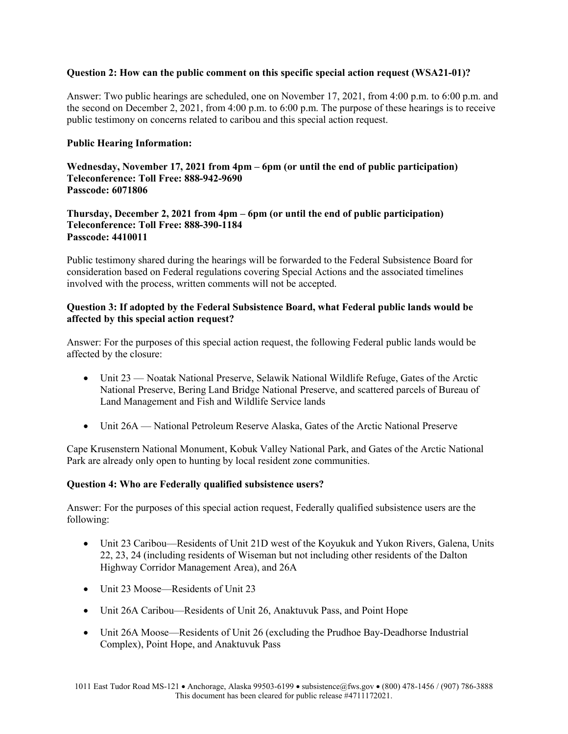**Question 2: How can the public comment on this specific special action request (WSA21-01)?**

Answer: Two public hearings are scheduled, one on November 17, 2021, from 4:00 p.m. to 6:00 p.m. and the second on December 2, 2021, from 4:00 p.m. to 6:00 p.m. The purpose of these hearings is to receive public testimony on concerns related to caribou and this special action request.

**Public Hearing Information:**

**Wednesday, November 17, 2021 from 4pm – 6pm (or until the end of public participation)**
**Teleconference: Toll Free: 888-942-9690**
**Passcode: 6071806**

**Thursday, December 2, 2021 from 4pm – 6pm (or until the end of public participation)**
**Teleconference: Toll Free: 888-390-1184**
**Passcode: 4410011**

Public testimony shared during the hearings will be forwarded to the Federal Subsistence Board for consideration based on Federal regulations covering Special Actions and the associated timelines involved with the process, written comments will not be accepted.

**Question 3: If adopted by the Federal Subsistence Board, what Federal public lands would be affected by this special action request?**

Answer: For the purposes of this special action request, the following Federal public lands would be affected by the closure:

- Unit 23 — Noatak National Preserve, Selawik National Wildlife Refuge, Gates of the Arctic National Preserve, Bering Land Bridge National Preserve, and scattered parcels of Bureau of Land Management and Fish and Wildlife Service lands
- Unit 26A — National Petroleum Reserve Alaska, Gates of the Arctic National Preserve

Cape Krusenstern National Monument, Kobuk Valley National Park, and Gates of the Arctic National Park are already only open to hunting by local resident zone communities.

**Question 4: Who are Federally qualified subsistence users?**

Answer: For the purposes of this special action request, Federally qualified subsistence users are the following:

- Unit 23 Caribou—Residents of Unit 21D west of the Koyukuk and Yukon Rivers, Galena, Units 22, 23, 24 (including residents of Wiseman but not including other residents of the Dalton Highway Corridor Management Area), and 26A
- Unit 23 Moose—Residents of Unit 23
- Unit 26A Caribou—Residents of Unit 26, Anaktuvuk Pass, and Point Hope
- Unit 26A Moose—Residents of Unit 26 (excluding the Prudhoe Bay-Deadhorse Industrial Complex), Point Hope, and Anaktuvuk Pass

1011 East Tudor Road MS-121 • Anchorage, Alaska 99503-6199 • subsistence@fws.gov • (800) 478-1456 / (907) 786-3888
This document has been cleared for public release #4711172021.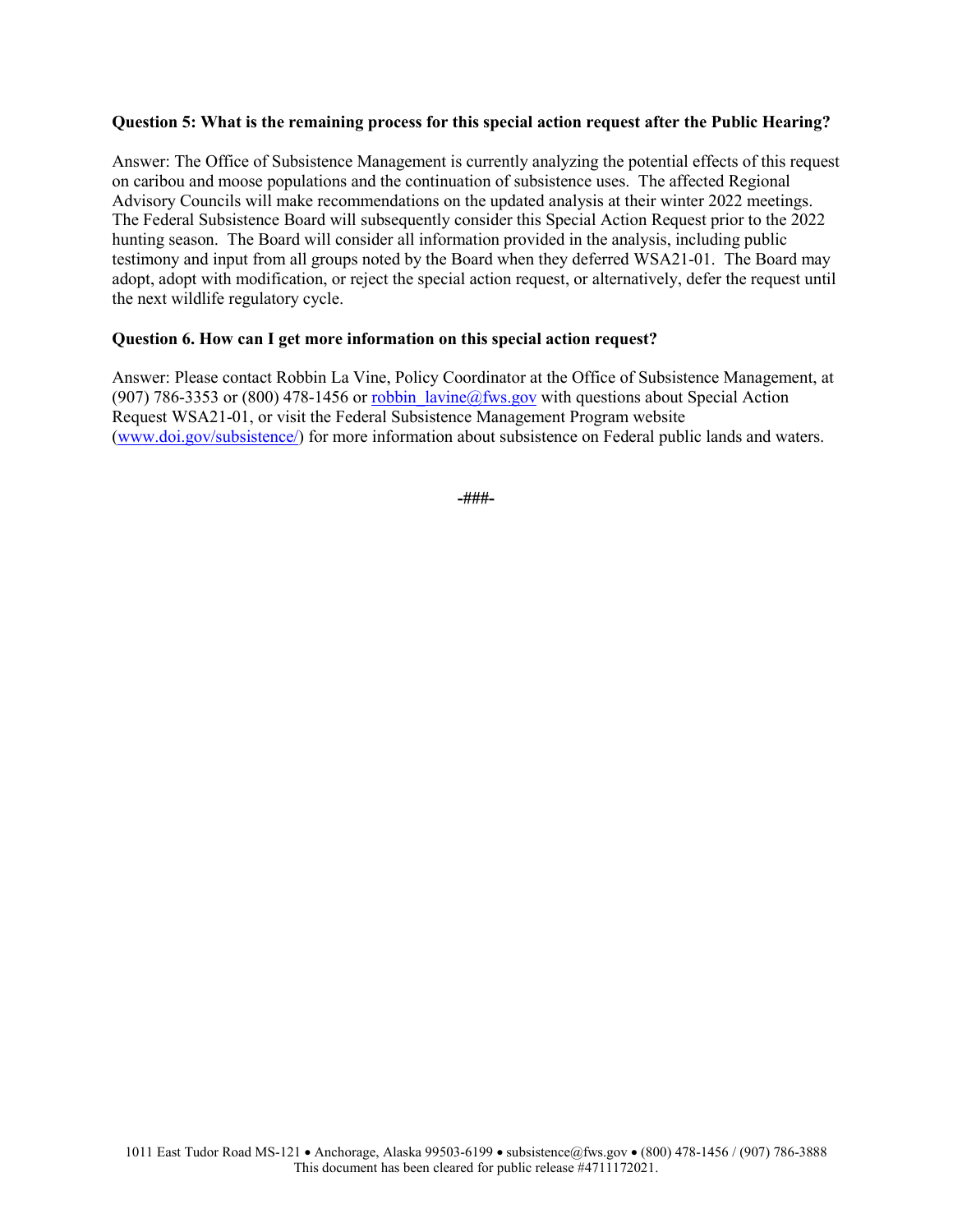**Question 5: What is the remaining process for this special action request after the Public Hearing?**

Answer: The Office of Subsistence Management is currently analyzing the potential effects of this request on caribou and moose populations and the continuation of subsistence uses. The affected Regional Advisory Councils will make recommendations on the updated analysis at their winter 2022 meetings. The Federal Subsistence Board will subsequently consider this Special Action Request prior to the 2022 hunting season. The Board will consider all information provided in the analysis, including public testimony and input from all groups noted by the Board when they deferred WSA21-01. The Board may adopt, adopt with modification, or reject the special action request, or alternatively, defer the request until the next wildlife regulatory cycle.

**Question 6. How can I get more information on this special action request?**

Answer: Please contact Robbin La Vine, Policy Coordinator at the Office of Subsistence Management, at (907) 786-3353 or (800) 478-1456 or robbin_lavine@fws.gov with questions about Special Action Request WSA21-01, or visit the Federal Subsistence Management Program website (www.doi.gov/subsistence/) for more information about subsistence on Federal public lands and waters.

-###-

1011 East Tudor Road MS-121 • Anchorage, Alaska 99503-6199 • subsistence@fws.gov • (800) 478-1456 / (907) 786-3888
This document has been cleared for public release #4711172021.